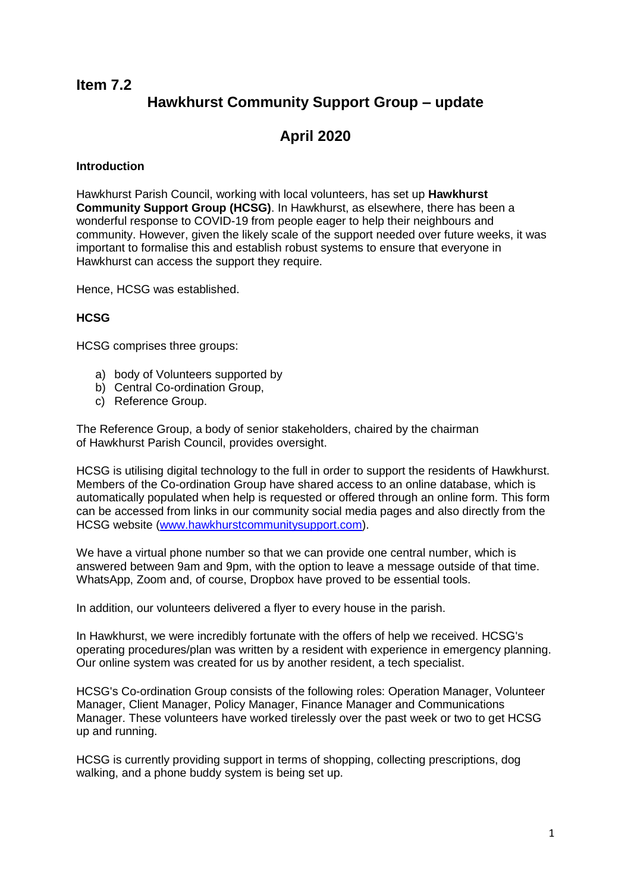## Item 7.2

# Hawkhurst Community Support Group – update

## April 2020

**Introduction**

Hawkhurst Parish Council, working with local volunteers, has set up **Hawkhurst Community Support Group (HCSG)**. In Hawkhurst, as elsewhere, there has been a wonderful response to COVID-19 from people eager to help their neighbours and community. However, given the likely scale of the support needed over future weeks, it was important to formalise this and establish robust systems to ensure that everyone in Hawkhurst can access the support they require.

Hence, HCSG was established.

**HCSG**

HCSG comprises three groups:

a) body of Volunteers supported by
b) Central Co-ordination Group,
c) Reference Group.

The Reference Group, a body of senior stakeholders, chaired by the chairman of Hawkhurst Parish Council, provides oversight.

HCSG is utilising digital technology to the full in order to support the residents of Hawkhurst. Members of the Co-ordination Group have shared access to an online database, which is automatically populated when help is requested or offered through an online form. This form can be accessed from links in our community social media pages and also directly from the HCSG website ([www.hawkhurstcommunitysupport.com](http://www.hawkhurstcommunitysupport.com)).

We have a virtual phone number so that we can provide one central number, which is answered between 9am and 9pm, with the option to leave a message outside of that time. WhatsApp, Zoom and, of course, Dropbox have proved to be essential tools.

In addition, our volunteers delivered a flyer to every house in the parish.

In Hawkhurst, we were incredibly fortunate with the offers of help we received. HCSG's operating procedures/plan was written by a resident with experience in emergency planning. Our online system was created for us by another resident, a tech specialist.

HCSG's Co-ordination Group consists of the following roles: Operation Manager, Volunteer Manager, Client Manager, Policy Manager, Finance Manager and Communications Manager. These volunteers have worked tirelessly over the past week or two to get HCSG up and running.

HCSG is currently providing support in terms of shopping, collecting prescriptions, dog walking, and a phone buddy system is being set up.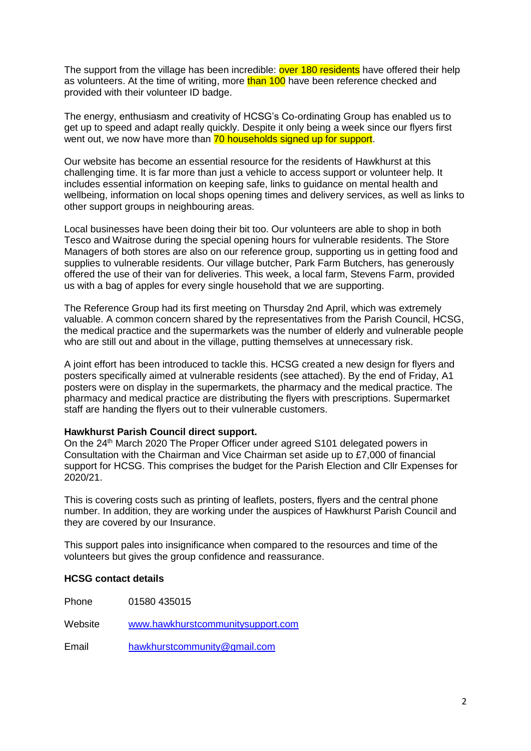The support from the village has been incredible: over 180 residents have offered their help as volunteers. At the time of writing, more than 100 have been reference checked and provided with their volunteer ID badge.

The energy, enthusiasm and creativity of HCSG's Co-ordinating Group has enabled us to get up to speed and adapt really quickly. Despite it only being a week since our flyers first went out, we now have more than 70 households signed up for support.

Our website has become an essential resource for the residents of Hawkhurst at this challenging time. It is far more than just a vehicle to access support or volunteer help. It includes essential information on keeping safe, links to guidance on mental health and wellbeing, information on local shops opening times and delivery services, as well as links to other support groups in neighbouring areas.

Local businesses have been doing their bit too. Our volunteers are able to shop in both Tesco and Waitrose during the special opening hours for vulnerable residents. The Store Managers of both stores are also on our reference group, supporting us in getting food and supplies to vulnerable residents. Our village butcher, Park Farm Butchers, has generously offered the use of their van for deliveries. This week, a local farm, Stevens Farm, provided us with a bag of apples for every single household that we are supporting.

The Reference Group had its first meeting on Thursday 2nd April, which was extremely valuable. A common concern shared by the representatives from the Parish Council, HCSG, the medical practice and the supermarkets was the number of elderly and vulnerable people who are still out and about in the village, putting themselves at unnecessary risk.

A joint effort has been introduced to tackle this. HCSG created a new design for flyers and posters specifically aimed at vulnerable residents (see attached). By the end of Friday, A1 posters were on display in the supermarkets, the pharmacy and the medical practice. The pharmacy and medical practice are distributing the flyers with prescriptions. Supermarket staff are handing the flyers out to their vulnerable customers.

**Hawkhurst Parish Council direct support.**

On the 24th March 2020 The Proper Officer under agreed S101 delegated powers in Consultation with the Chairman and Vice Chairman set aside up to £7,000 of financial support for HCSG. This comprises the budget for the Parish Election and Cllr Expenses for 2020/21.

This is covering costs such as printing of leaflets, posters, flyers and the central phone number. In addition, they are working under the auspices of Hawkhurst Parish Council and they are covered by our Insurance.

This support pales into insignificance when compared to the resources and time of the volunteers but gives the group confidence and reassurance.

**HCSG contact details**

| | |
|---|---|
| Phone | 01580 435015 |
| Website | www.hawkhurstcommunitysupport.com |
| Email | hawkhurstcommunity@gmail.com |